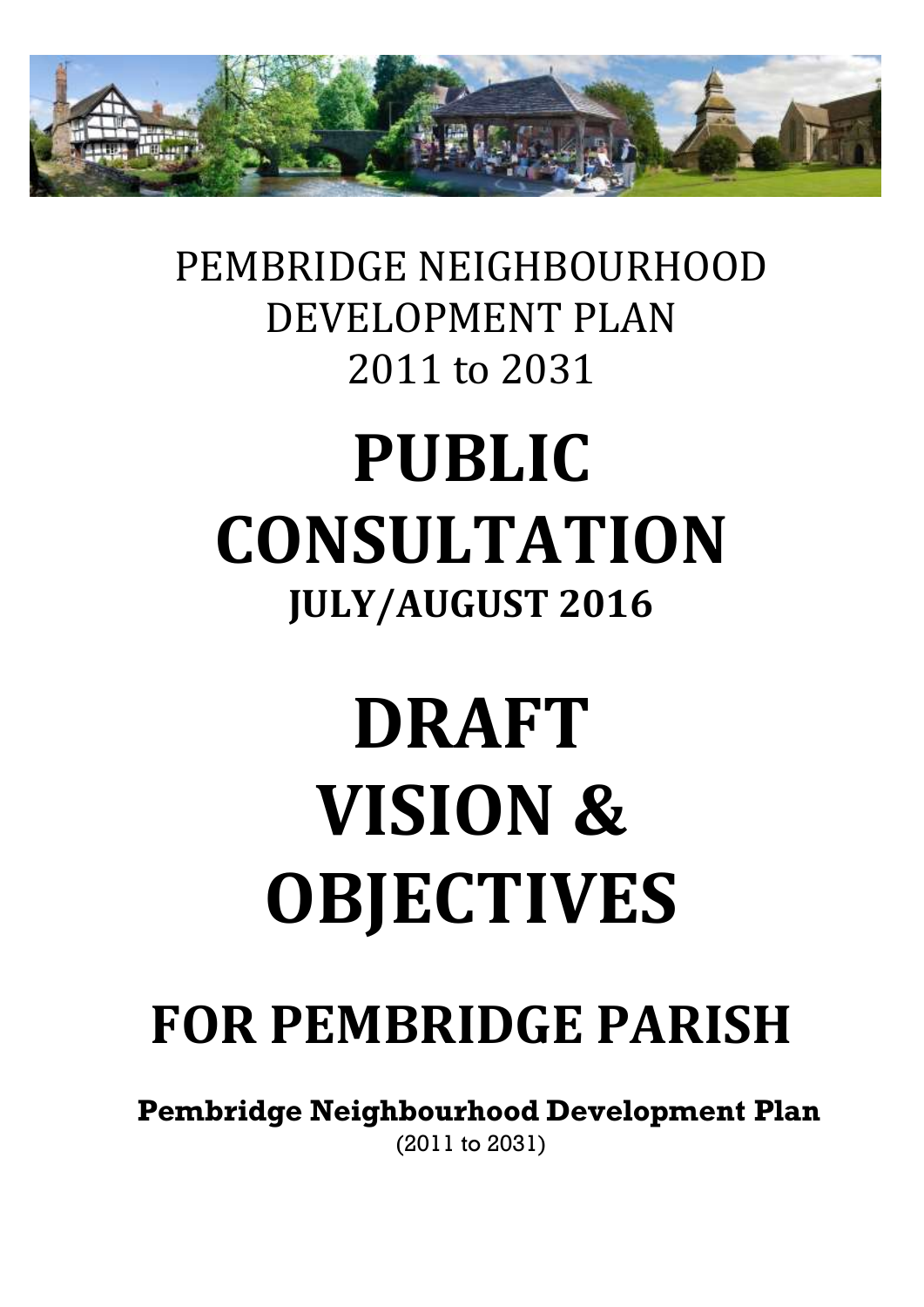PEMBRIDGE NEIGHBOURHOOD DEVELOPMENT PLAN
2011 to 2031

# PUBLIC CONSULTATION

## JULY/AUGUST 2016

# DRAFT VISION & OBJECTIVES

# FOR PEMBRIDGE PARISH

**Pembridge Neighbourhood Development Plan**
(2011 to 2031)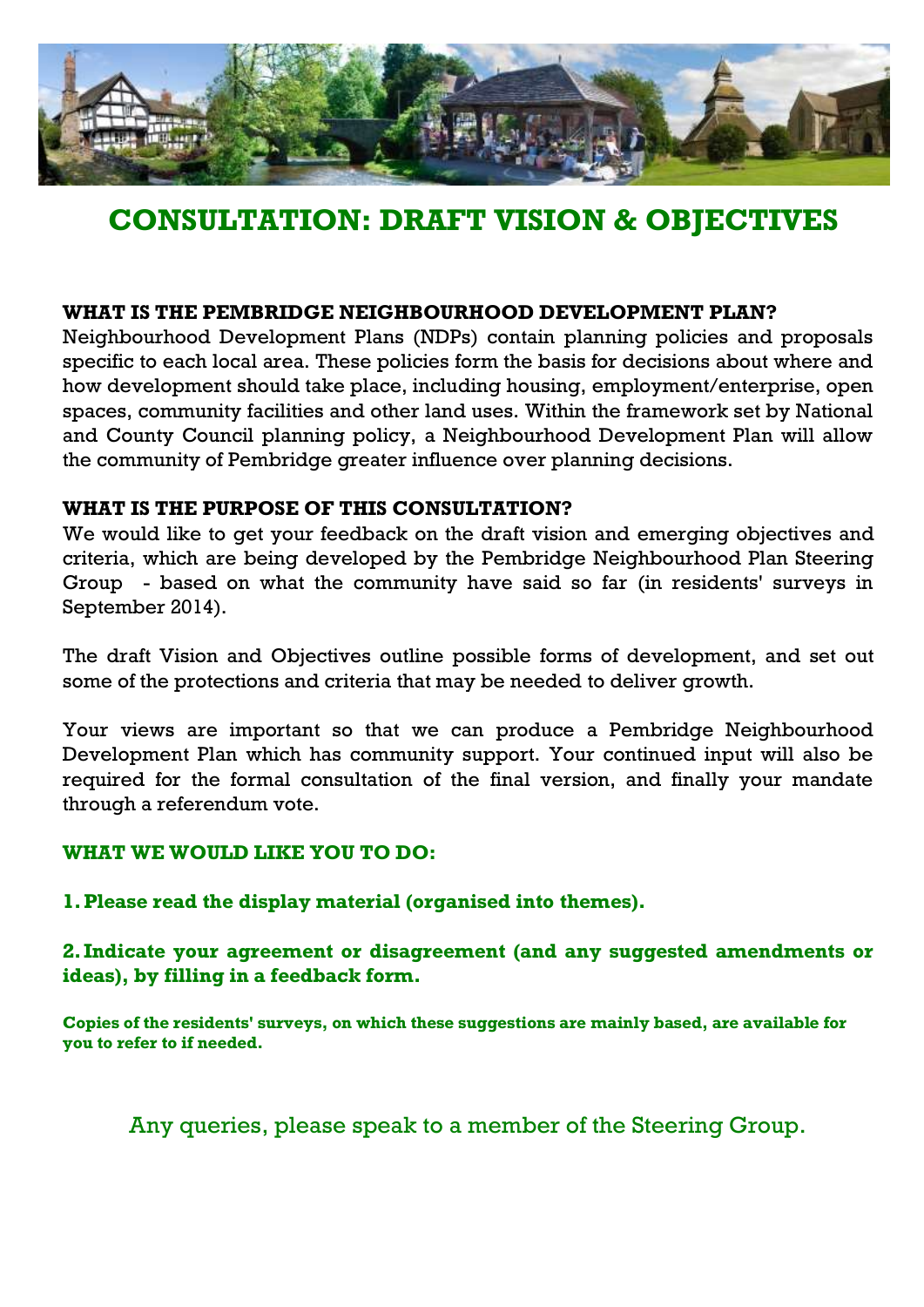# CONSULTATION: DRAFT VISION & OBJECTIVES

### WHAT IS THE PEMBRIDGE NEIGHBOURHOOD DEVELOPMENT PLAN?

Neighbourhood Development Plans (NDPs) contain planning policies and proposals specific to each local area. These policies form the basis for decisions about where and how development should take place, including housing, employment/enterprise, open spaces, community facilities and other land uses. Within the framework set by National and County Council planning policy, a Neighbourhood Development Plan will allow the community of Pembridge greater influence over planning decisions.

### WHAT IS THE PURPOSE OF THIS CONSULTATION?

We would like to get your feedback on the draft vision and emerging objectives and criteria, which are being developed by the Pembridge Neighbourhood Plan Steering Group - based on what the community have said so far (in residents' surveys in September 2014).

The draft Vision and Objectives outline possible forms of development, and set out some of the protections and criteria that may be needed to deliver growth.

Your views are important so that we can produce a Pembridge Neighbourhood Development Plan which has community support. Your continued input will also be required for the formal consultation of the final version, and finally your mandate through a referendum vote.

### WHAT WE WOULD LIKE YOU TO DO:

**1. Please read the display material (organised into themes).**

**2. Indicate your agreement or disagreement (and any suggested amendments or ideas), by filling in a feedback form.**

**Copies of the residents' surveys, on which these suggestions are mainly based, are available for you to refer to if needed.**

Any queries, please speak to a member of the Steering Group.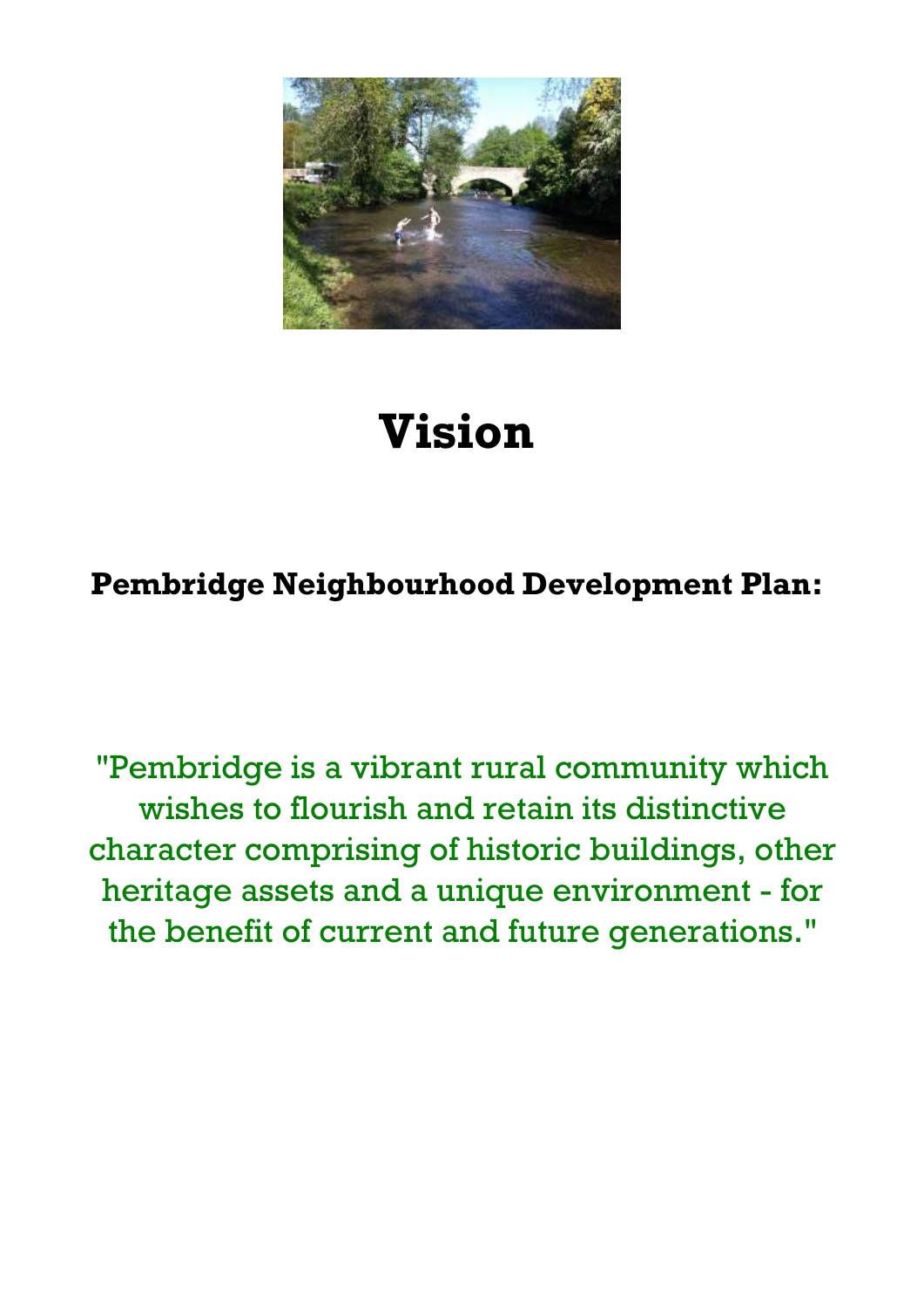# Vision

**Pembridge Neighbourhood Development Plan:**

"Pembridge is a vibrant rural community which wishes to flourish and retain its distinctive character comprising of historic buildings, other heritage assets and a unique environment - for the benefit of current and future generations."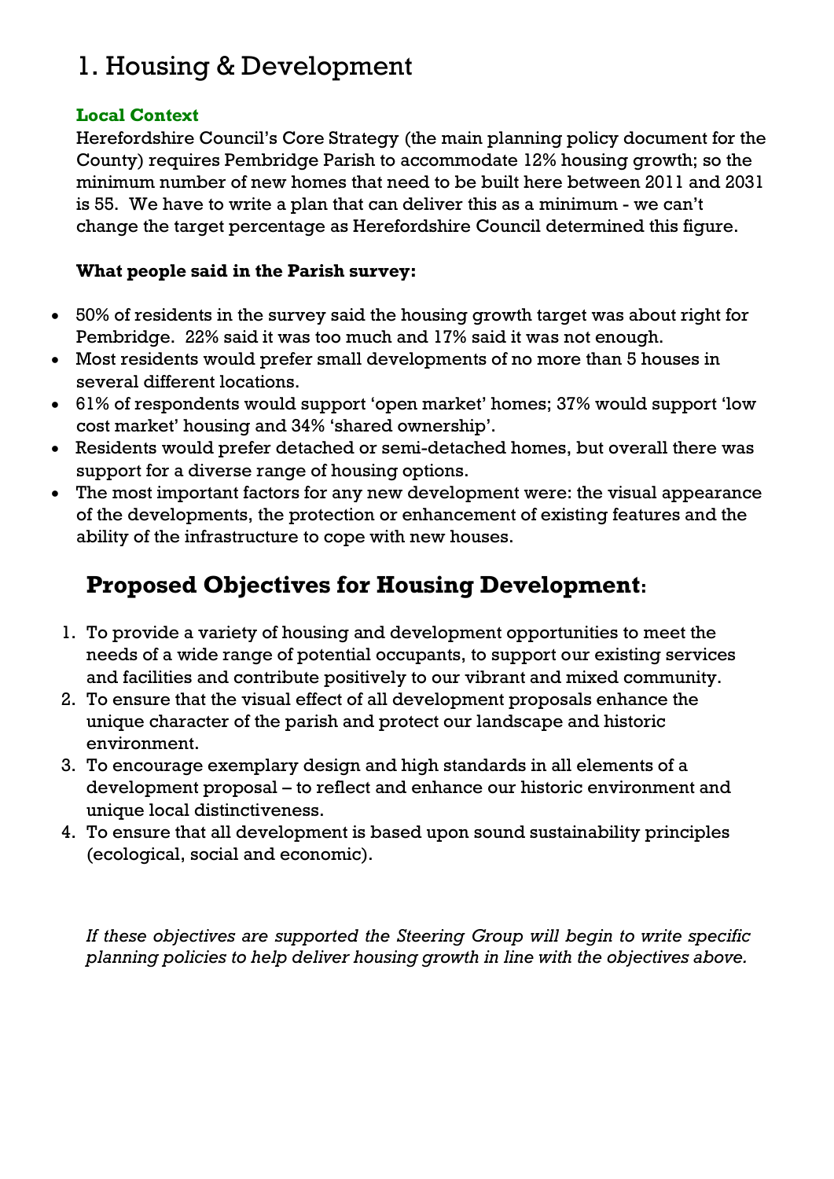# 1. Housing & Development

### Local Context

Herefordshire Council's Core Strategy (the main planning policy document for the County) requires Pembridge Parish to accommodate 12% housing growth; so the minimum number of new homes that need to be built here between 2011 and 2031 is 55. We have to write a plan that can deliver this as a minimum - we can't change the target percentage as Herefordshire Council determined this figure.

**What people said in the Parish survey:**

- 50% of residents in the survey said the housing growth target was about right for Pembridge. 22% said it was too much and 17% said it was not enough.
- Most residents would prefer small developments of no more than 5 houses in several different locations.
- 61% of respondents would support 'open market' homes; 37% would support 'low cost market' housing and 34% 'shared ownership'.
- Residents would prefer detached or semi-detached homes, but overall there was support for a diverse range of housing options.
- The most important factors for any new development were: the visual appearance of the developments, the protection or enhancement of existing features and the ability of the infrastructure to cope with new houses.

## Proposed Objectives for Housing Development:

1. To provide a variety of housing and development opportunities to meet the needs of a wide range of potential occupants, to support our existing services and facilities and contribute positively to our vibrant and mixed community.
2. To ensure that the visual effect of all development proposals enhance the unique character of the parish and protect our landscape and historic environment.
3. To encourage exemplary design and high standards in all elements of a development proposal – to reflect and enhance our historic environment and unique local distinctiveness.
4. To ensure that all development is based upon sound sustainability principles (ecological, social and economic).

*If these objectives are supported the Steering Group will begin to write specific planning policies to help deliver housing growth in line with the objectives above.*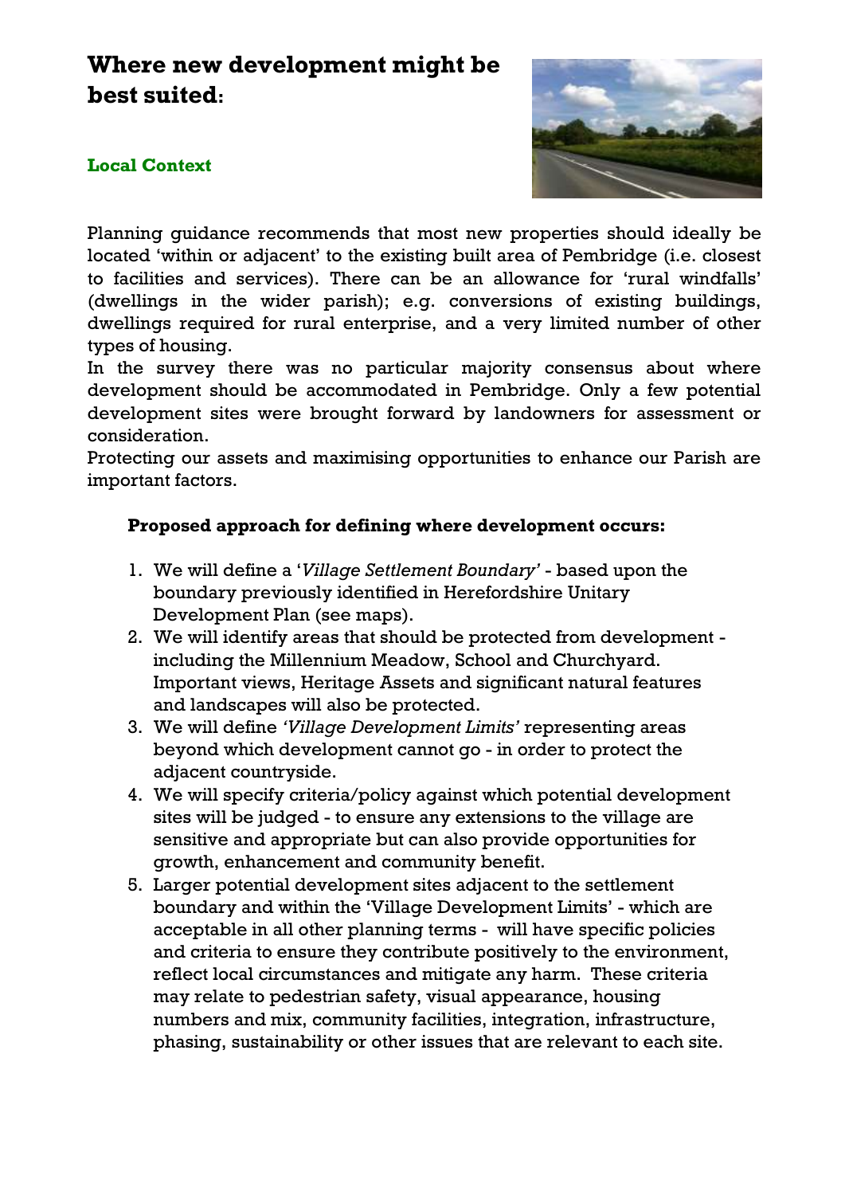# Where new development might be best suited:

### Local Context

Planning guidance recommends that most new properties should ideally be located 'within or adjacent' to the existing built area of Pembridge (i.e. closest to facilities and services). There can be an allowance for 'rural windfalls' (dwellings in the wider parish); e.g. conversions of existing buildings, dwellings required for rural enterprise, and a very limited number of other types of housing.

In the survey there was no particular majority consensus about where development should be accommodated in Pembridge. Only a few potential development sites were brought forward by landowners for assessment or consideration.

Protecting our assets and maximising opportunities to enhance our Parish are important factors.

**Proposed approach for defining where development occurs:**

1. We will define a '*Village Settlement Boundary'* - based upon the boundary previously identified in Herefordshire Unitary Development Plan (see maps).
2. We will identify areas that should be protected from development - including the Millennium Meadow, School and Churchyard. Important views, Heritage Assets and significant natural features and landscapes will also be protected.
3. We will define *'Village Development Limits'* representing areas beyond which development cannot go - in order to protect the adjacent countryside.
4. We will specify criteria/policy against which potential development sites will be judged - to ensure any extensions to the village are sensitive and appropriate but can also provide opportunities for growth, enhancement and community benefit.
5. Larger potential development sites adjacent to the settlement boundary and within the 'Village Development Limits' - which are acceptable in all other planning terms - will have specific policies and criteria to ensure they contribute positively to the environment, reflect local circumstances and mitigate any harm. These criteria may relate to pedestrian safety, visual appearance, housing numbers and mix, community facilities, integration, infrastructure, phasing, sustainability or other issues that are relevant to each site.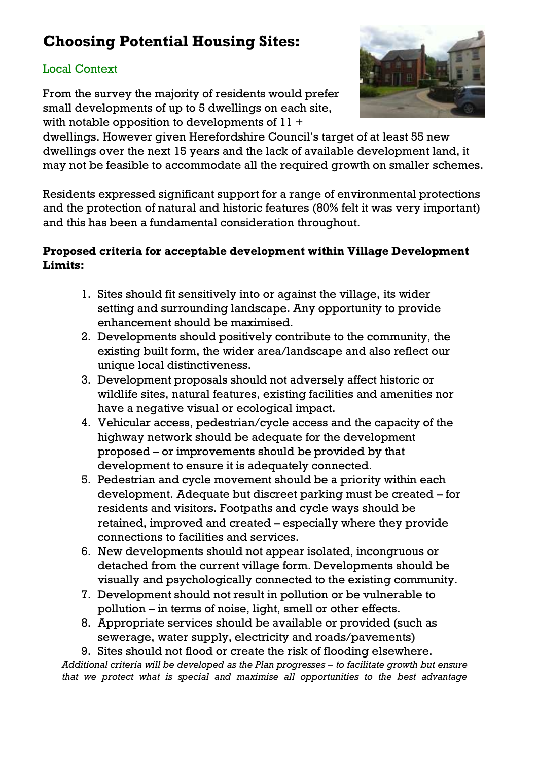# Choosing Potential Housing Sites:

## Local Context

From the survey the majority of residents would prefer small developments of up to 5 dwellings on each site, with notable opposition to developments of 11 + dwellings. However given Herefordshire Council's target of at least 55 new dwellings over the next 15 years and the lack of available development land, it may not be feasible to accommodate all the required growth on smaller schemes.

Residents expressed significant support for a range of environmental protections and the protection of natural and historic features (80% felt it was very important) and this has been a fundamental consideration throughout.

**Proposed criteria for acceptable development within Village Development Limits:**

1. Sites should fit sensitively into or against the village, its wider setting and surrounding landscape. Any opportunity to provide enhancement should be maximised.
2. Developments should positively contribute to the community, the existing built form, the wider area/landscape and also reflect our unique local distinctiveness.
3. Development proposals should not adversely affect historic or wildlife sites, natural features, existing facilities and amenities nor have a negative visual or ecological impact.
4. Vehicular access, pedestrian/cycle access and the capacity of the highway network should be adequate for the development proposed – or improvements should be provided by that development to ensure it is adequately connected.
5. Pedestrian and cycle movement should be a priority within each development. Adequate but discreet parking must be created – for residents and visitors. Footpaths and cycle ways should be retained, improved and created – especially where they provide connections to facilities and services.
6. New developments should not appear isolated, incongruous or detached from the current village form. Developments should be visually and psychologically connected to the existing community.
7. Development should not result in pollution or be vulnerable to pollution – in terms of noise, light, smell or other effects.
8. Appropriate services should be available or provided (such as sewerage, water supply, electricity and roads/pavements)
9. Sites should not flood or create the risk of flooding elsewhere.

*Additional criteria will be developed as the Plan progresses – to facilitate growth but ensure that we protect what is special and maximise all opportunities to the best advantage*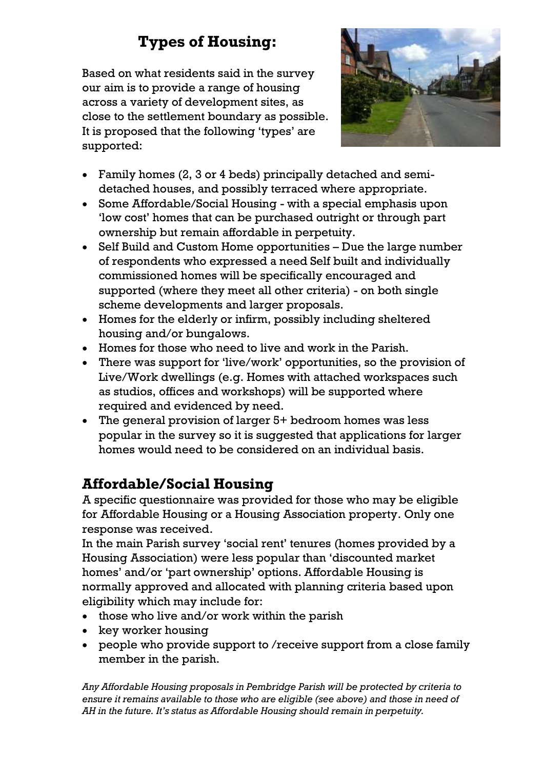# Types of Housing:

Based on what residents said in the survey our aim is to provide a range of housing across a variety of development sites, as close to the settlement boundary as possible. It is proposed that the following 'types' are supported:

- Family homes (2, 3 or 4 beds) principally detached and semi-detached houses, and possibly terraced where appropriate.
- Some Affordable/Social Housing - with a special emphasis upon 'low cost' homes that can be purchased outright or through part ownership but remain affordable in perpetuity.
- Self Build and Custom Home opportunities – Due the large number of respondents who expressed a need Self built and individually commissioned homes will be specifically encouraged and supported (where they meet all other criteria) - on both single scheme developments and larger proposals.
- Homes for the elderly or infirm, possibly including sheltered housing and/or bungalows.
- Homes for those who need to live and work in the Parish.
- There was support for 'live/work' opportunities, so the provision of Live/Work dwellings (e.g. Homes with attached workspaces such as studios, offices and workshops) will be supported where required and evidenced by need.
- The general provision of larger 5+ bedroom homes was less popular in the survey so it is suggested that applications for larger homes would need to be considered on an individual basis.

## Affordable/Social Housing

A specific questionnaire was provided for those who may be eligible for Affordable Housing or a Housing Association property. Only one response was received.

In the main Parish survey 'social rent' tenures (homes provided by a Housing Association) were less popular than 'discounted market homes' and/or 'part ownership' options. Affordable Housing is normally approved and allocated with planning criteria based upon eligibility which may include for:

- those who live and/or work within the parish
- key worker housing
- people who provide support to /receive support from a close family member in the parish.

*Any Affordable Housing proposals in Pembridge Parish will be protected by criteria to ensure it remains available to those who are eligible (see above) and those in need of AH in the future. It's status as Affordable Housing should remain in perpetuity.*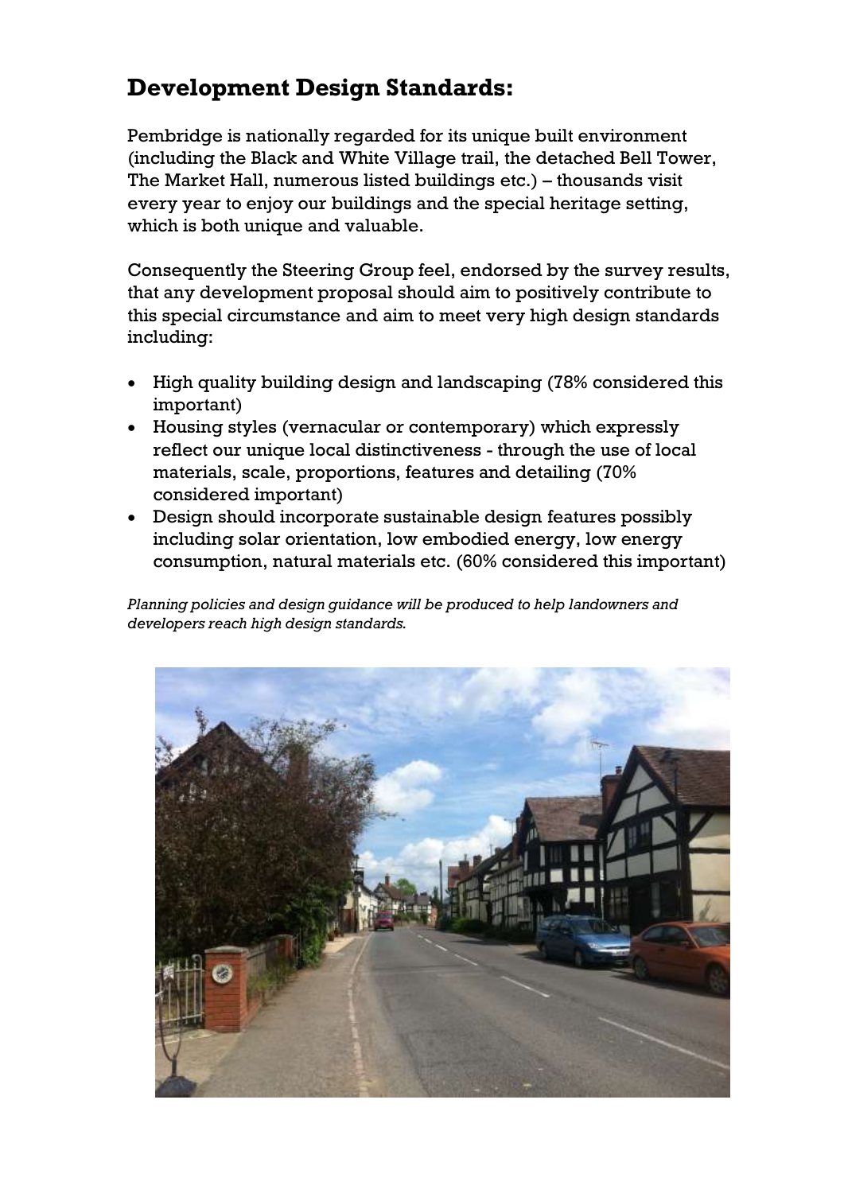## Development Design Standards:

Pembridge is nationally regarded for its unique built environment (including the Black and White Village trail, the detached Bell Tower, The Market Hall, numerous listed buildings etc.) – thousands visit every year to enjoy our buildings and the special heritage setting, which is both unique and valuable.

Consequently the Steering Group feel, endorsed by the survey results, that any development proposal should aim to positively contribute to this special circumstance and aim to meet very high design standards including:

- High quality building design and landscaping (78% considered this important)
- Housing styles (vernacular or contemporary) which expressly reflect our unique local distinctiveness - through the use of local materials, scale, proportions, features and detailing (70% considered important)
- Design should incorporate sustainable design features possibly including solar orientation, low embodied energy, low energy consumption, natural materials etc. (60% considered this important)

*Planning policies and design guidance will be produced to help landowners and developers reach high design standards.*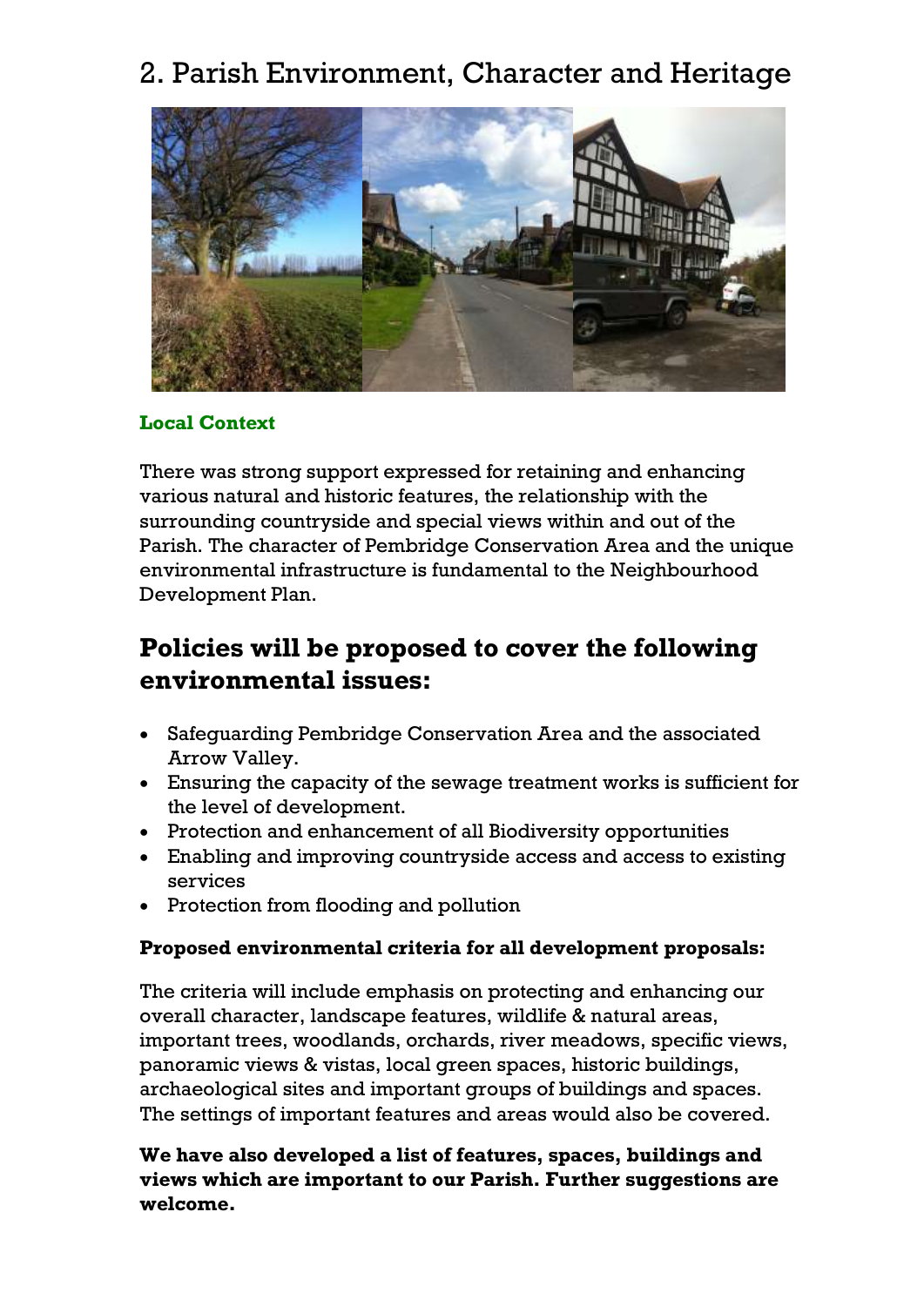# 2. Parish Environment, Character and Heritage

### Local Context

There was strong support expressed for retaining and enhancing various natural and historic features, the relationship with the surrounding countryside and special views within and out of the Parish. The character of Pembridge Conservation Area and the unique environmental infrastructure is fundamental to the Neighbourhood Development Plan.

## Policies will be proposed to cover the following environmental issues:

- Safeguarding Pembridge Conservation Area and the associated Arrow Valley.
- Ensuring the capacity of the sewage treatment works is sufficient for the level of development.
- Protection and enhancement of all Biodiversity opportunities
- Enabling and improving countryside access and access to existing services
- Protection from flooding and pollution

**Proposed environmental criteria for all development proposals:**

The criteria will include emphasis on protecting and enhancing our overall character, landscape features, wildlife & natural areas, important trees, woodlands, orchards, river meadows, specific views, panoramic views & vistas, local green spaces, historic buildings, archaeological sites and important groups of buildings and spaces. The settings of important features and areas would also be covered.

**We have also developed a list of features, spaces, buildings and views which are important to our Parish. Further suggestions are welcome.**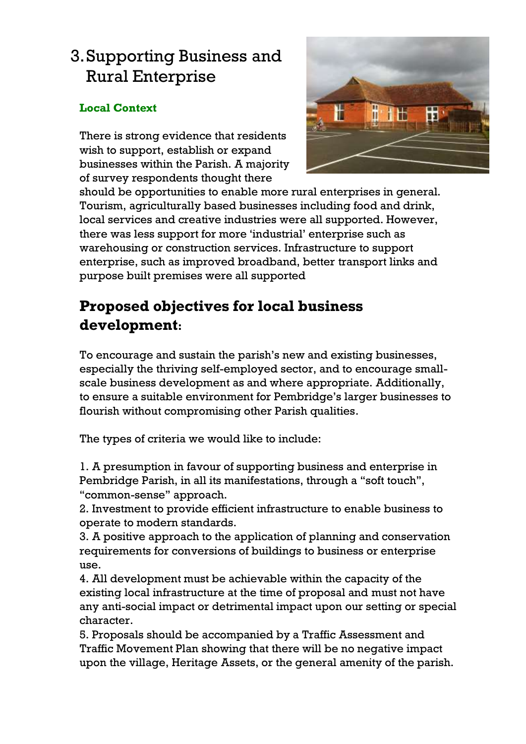# 3. Supporting Business and Rural Enterprise

**Local Context**

There is strong evidence that residents wish to support, establish or expand businesses within the Parish. A majority of survey respondents thought there should be opportunities to enable more rural enterprises in general. Tourism, agriculturally based businesses including food and drink, local services and creative industries were all supported. However, there was less support for more 'industrial' enterprise such as warehousing or construction services. Infrastructure to support enterprise, such as improved broadband, better transport links and purpose built premises were all supported

## Proposed objectives for local business development:

To encourage and sustain the parish's new and existing businesses, especially the thriving self-employed sector, and to encourage small-scale business development as and where appropriate. Additionally, to ensure a suitable environment for Pembridge's larger businesses to flourish without compromising other Parish qualities.

The types of criteria we would like to include:

1. A presumption in favour of supporting business and enterprise in Pembridge Parish, in all its manifestations, through a "soft touch", "common-sense" approach.
2. Investment to provide efficient infrastructure to enable business to operate to modern standards.
3. A positive approach to the application of planning and conservation requirements for conversions of buildings to business or enterprise use.
4. All development must be achievable within the capacity of the existing local infrastructure at the time of proposal and must not have any anti-social impact or detrimental impact upon our setting or special character.
5. Proposals should be accompanied by a Traffic Assessment and Traffic Movement Plan showing that there will be no negative impact upon the village, Heritage Assets, or the general amenity of the parish.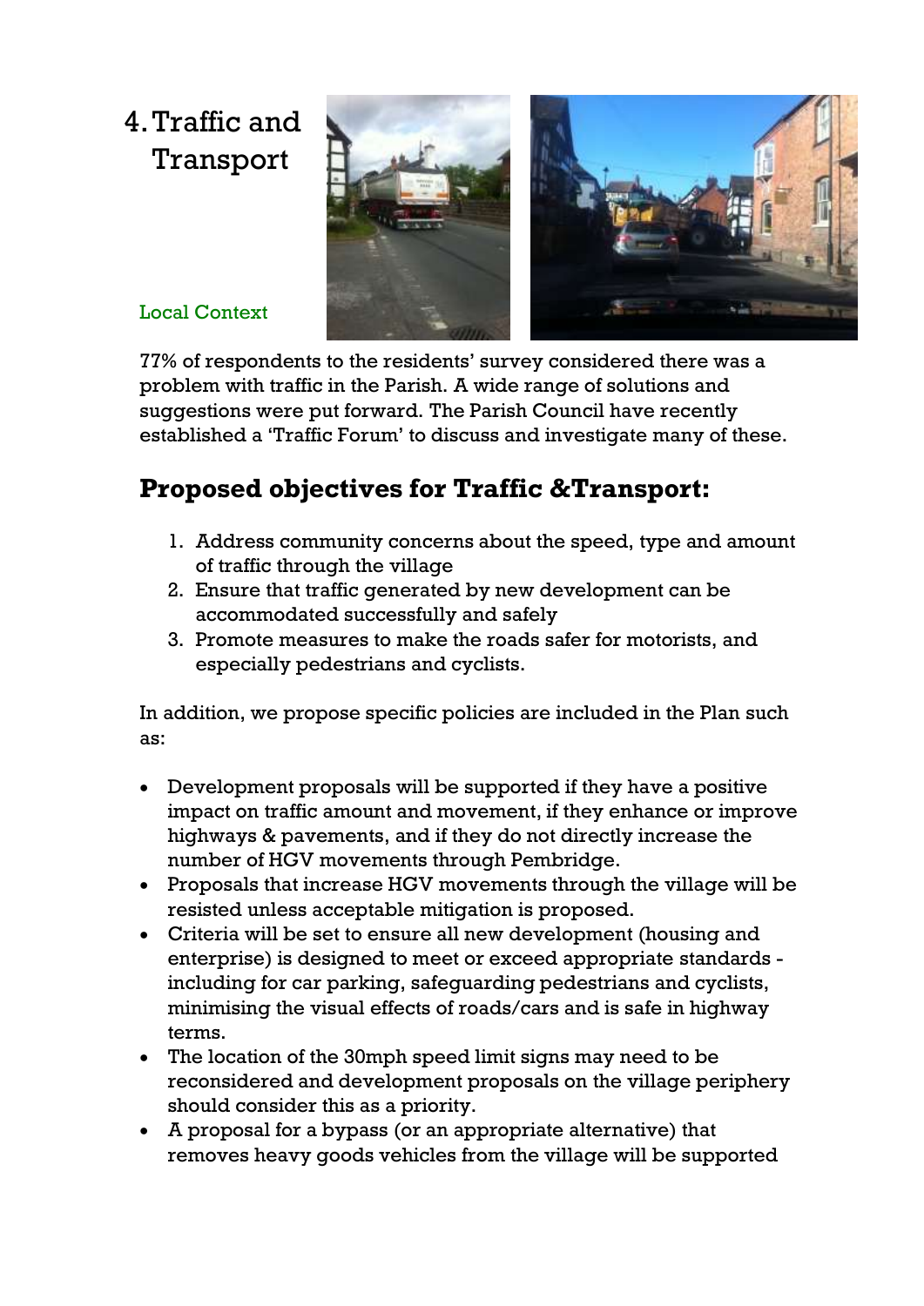# 4. Traffic and Transport

### Local Context

77% of respondents to the residents' survey considered there was a problem with traffic in the Parish. A wide range of solutions and suggestions were put forward. The Parish Council have recently established a 'Traffic Forum' to discuss and investigate many of these.

## Proposed objectives for Traffic &Transport:

1. Address community concerns about the speed, type and amount of traffic through the village
2. Ensure that traffic generated by new development can be accommodated successfully and safely
3. Promote measures to make the roads safer for motorists, and especially pedestrians and cyclists.

In addition, we propose specific policies are included in the Plan such as:

- Development proposals will be supported if they have a positive impact on traffic amount and movement, if they enhance or improve highways & pavements, and if they do not directly increase the number of HGV movements through Pembridge.
- Proposals that increase HGV movements through the village will be resisted unless acceptable mitigation is proposed.
- Criteria will be set to ensure all new development (housing and enterprise) is designed to meet or exceed appropriate standards - including for car parking, safeguarding pedestrians and cyclists, minimising the visual effects of roads/cars and is safe in highway terms.
- The location of the 30mph speed limit signs may need to be reconsidered and development proposals on the village periphery should consider this as a priority.
- A proposal for a bypass (or an appropriate alternative) that removes heavy goods vehicles from the village will be supported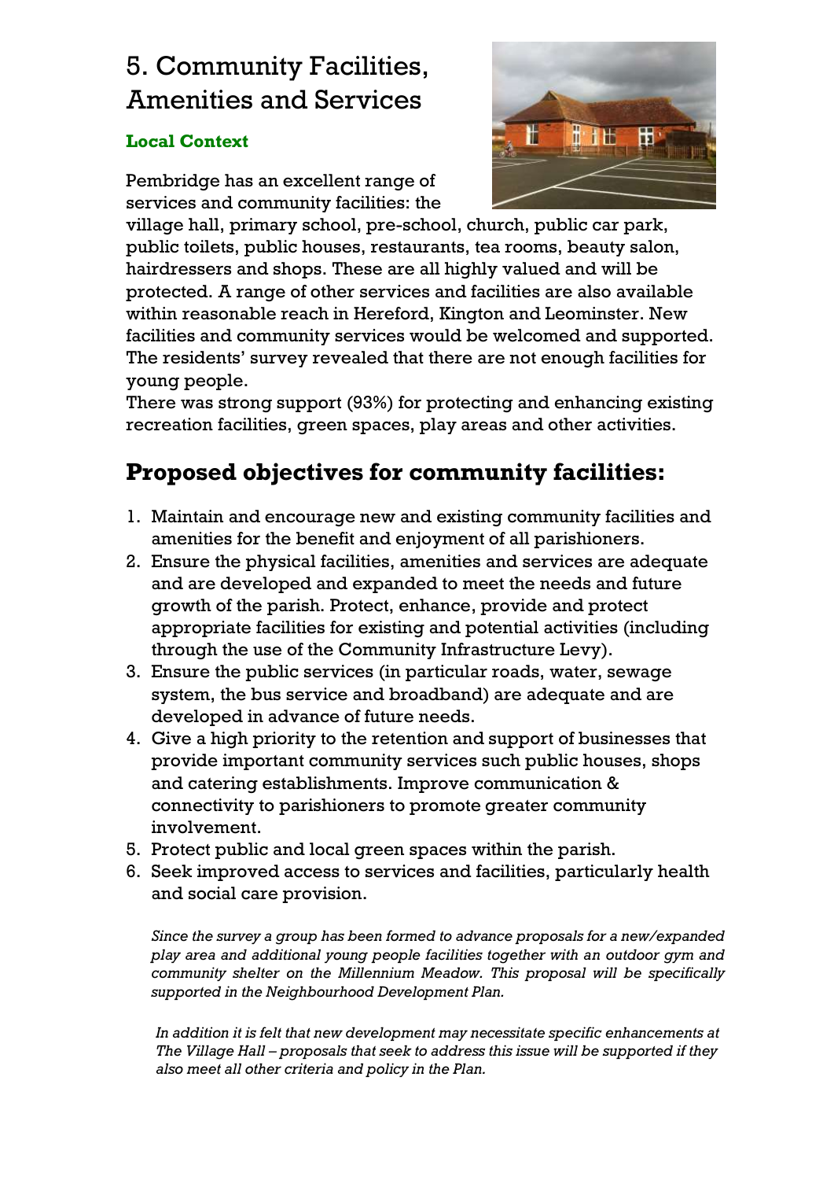# 5. Community Facilities, Amenities and Services

### Local Context

Pembridge has an excellent range of services and community facilities: the village hall, primary school, pre-school, church, public car park, public toilets, public houses, restaurants, tea rooms, beauty salon, hairdressers and shops. These are all highly valued and will be protected. A range of other services and facilities are also available within reasonable reach in Hereford, Kington and Leominster. New facilities and community services would be welcomed and supported. The residents' survey revealed that there are not enough facilities for young people.
There was strong support (93%) for protecting and enhancing existing recreation facilities, green spaces, play areas and other activities.

## Proposed objectives for community facilities:

1. Maintain and encourage new and existing community facilities and amenities for the benefit and enjoyment of all parishioners.
2. Ensure the physical facilities, amenities and services are adequate and are developed and expanded to meet the needs and future growth of the parish. Protect, enhance, provide and protect appropriate facilities for existing and potential activities (including through the use of the Community Infrastructure Levy).
3. Ensure the public services (in particular roads, water, sewage system, the bus service and broadband) are adequate and are developed in advance of future needs.
4. Give a high priority to the retention and support of businesses that provide important community services such public houses, shops and catering establishments. Improve communication & connectivity to parishioners to promote greater community involvement.
5. Protect public and local green spaces within the parish.
6. Seek improved access to services and facilities, particularly health and social care provision.

*Since the survey a group has been formed to advance proposals for a new/expanded play area and additional young people facilities together with an outdoor gym and community shelter on the Millennium Meadow. This proposal will be specifically supported in the Neighbourhood Development Plan.*

*In addition it is felt that new development may necessitate specific enhancements at The Village Hall – proposals that seek to address this issue will be supported if they also meet all other criteria and policy in the Plan.*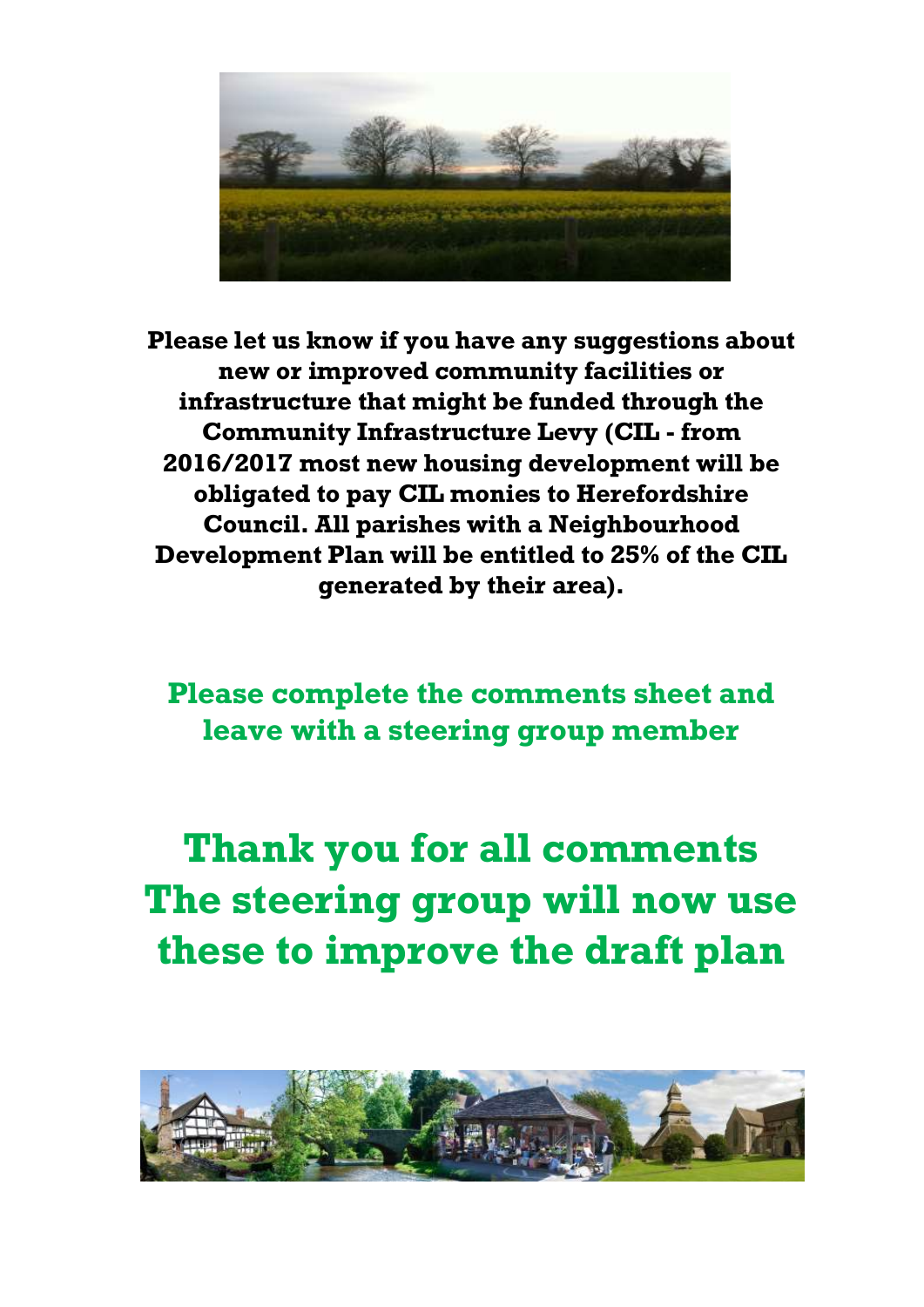**Please let us know if you have any suggestions about new or improved community facilities or infrastructure that might be funded through the Community Infrastructure Levy (CIL - from 2016/2017 most new housing development will be obligated to pay CIL monies to Herefordshire Council. All parishes with a Neighbourhood Development Plan will be entitled to 25% of the CIL generated by their area).**

**Please complete the comments sheet and leave with a steering group member**

# Thank you for all comments The steering group will now use these to improve the draft plan